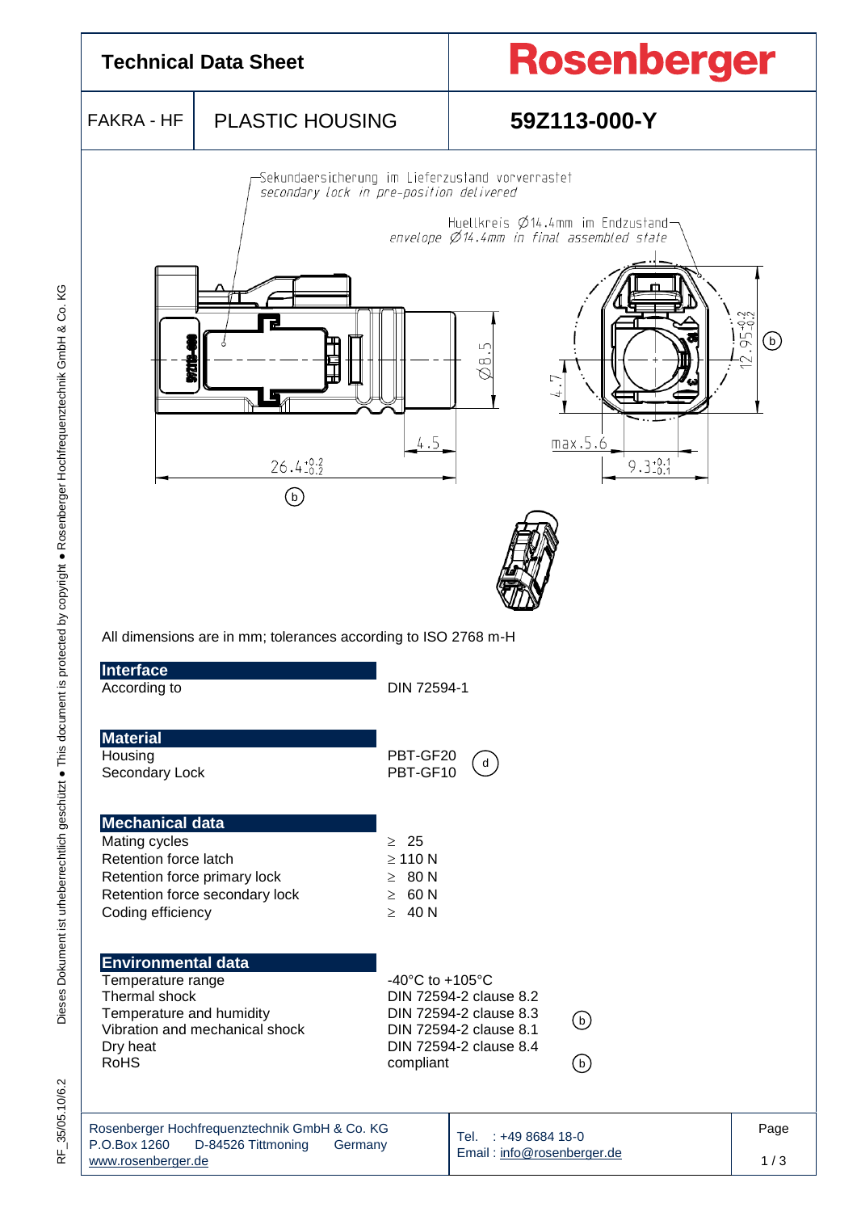# Technical Data Sheet

**Rosenberger**

| FAKRA - HF | PLASTIC HOUSING | 59Z113-000-Y |
|---|---|---|

Sekundaersicherung im Lieferzustand vorverrastet
*secondary lock in pre-position delivered*

Huellkreis Ø14.4mm im Endzustand
*envelope Ø14.4mm in final assembled state*

Ø8.5 · 4.5 · 26.4 $^{+0.2}_{-0.2}$ (b) · 4.7 · max.5.6 · 9.3 $^{+0.1}_{-0.1}$ · 12.95 $^{+0.2}_{-0.2}$ (b)

All dimensions are in mm; tolerances according to ISO 2768 m-H

## Interface

| | |
|---|---|
| According to | DIN 72594-1 |

## Material

| | |
|---|---|
| Housing | PBT-GF20 (d) |
| Secondary Lock | PBT-GF10 |

## Mechanical data

| | |
|---|---|
| Mating cycles | ≥ 25 |
| Retention force latch | ≥ 110 N |
| Retention force primary lock | ≥ 80 N |
| Retention force secondary lock | ≥ 60 N |
| Coding efficiency | ≥ 40 N |

## Environmental data

| | |
|---|---|
| Temperature range | -40°C to +105°C |
| Thermal shock | DIN 72594-2 clause 8.2 |
| Temperature and humidity | DIN 72594-2 clause 8.3 (b) |
| Vibration and mechanical shock | DIN 72594-2 clause 8.1 |
| Dry heat | DIN 72594-2 clause 8.4 |
| RoHS | compliant (b) |

Rosenberger Hochfrequenztechnik GmbH & Co. KG
P.O.Box 1260 D-84526 Tittmoning Germany
www.rosenberger.de

Tel. : +49 8684 18-0
Email : info@rosenberger.de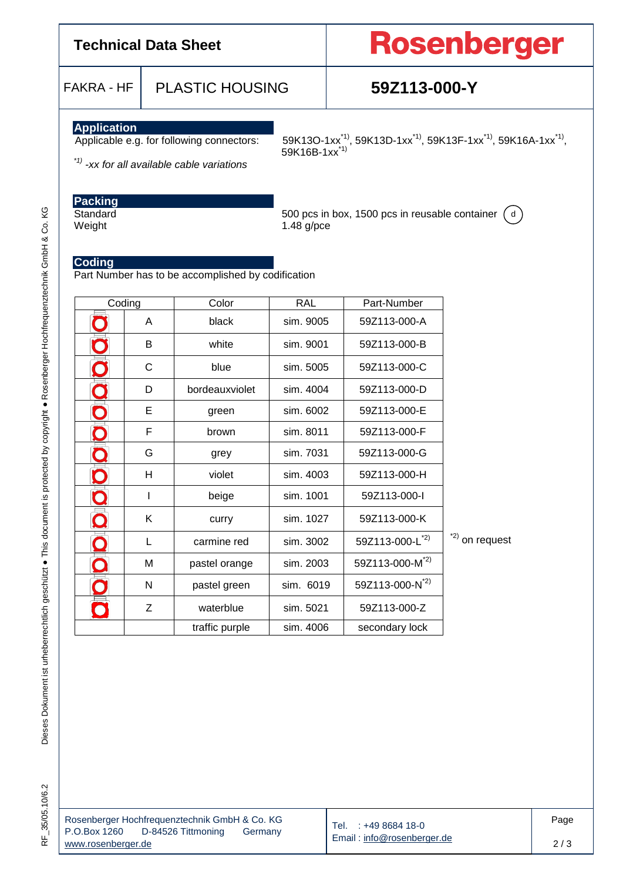# Technical Data Sheet

**Rosenberger**

| FAKRA - HF | PLASTIC HOUSING | **59Z113-000-Y** |
|---|---|---|

## Application

Applicable e.g. for following connectors: 59K13O-1xx[*1)], 59K13D-1xx[*1)], 59K13F-1xx[*1)], 59K16A-1xx[*1)], 59K16B-1xx[*1)]

*[*1)] -xx for all available cable variations*

## Packing

Standard: 500 pcs in box, 1500 pcs in reusable container (d)

Weight: 1.48 g/pce

## Coding

Part Number has to be accomplished by codification

| Coding | | Color | RAL | Part-Number |
|---|---|---|---|---|
| | A | black | sim. 9005 | 59Z113-000-A |
| | B | white | sim. 9001 | 59Z113-000-B |
| | C | blue | sim. 5005 | 59Z113-000-C |
| | D | bordeauxviolet | sim. 4004 | 59Z113-000-D |
| | E | green | sim. 6002 | 59Z113-000-E |
| | F | brown | sim. 8011 | 59Z113-000-F |
| | G | grey | sim. 7031 | 59Z113-000-G |
| | H | violet | sim. 4003 | 59Z113-000-H |
| | I | beige | sim. 1001 | 59Z113-000-I |
| | K | curry | sim. 1027 | 59Z113-000-K |
| | L | carmine red | sim. 3002 | 59Z113-000-L[*2)] |
| | M | pastel orange | sim. 2003 | 59Z113-000-M[*2)] |
| | N | pastel green | sim. 6019 | 59Z113-000-N[*2)] |
| | Z | waterblue | sim. 5021 | 59Z113-000-Z |
| | | traffic purple | sim. 4006 | secondary lock |

[*2)] on request

Rosenberger Hochfrequenztechnik GmbH & Co. KG
P.O.Box 1260 D-84526 Tittmoning Germany
www.rosenberger.de

Tel. : +49 8684 18-0
Email : info@rosenberger.de

RF_35/05.10/6.2

Dieses Dokument ist urheberrechtlich geschützt ● This document is protected by copyright ● Rosenberger Hochfrequenztechnik GmbH & Co. KG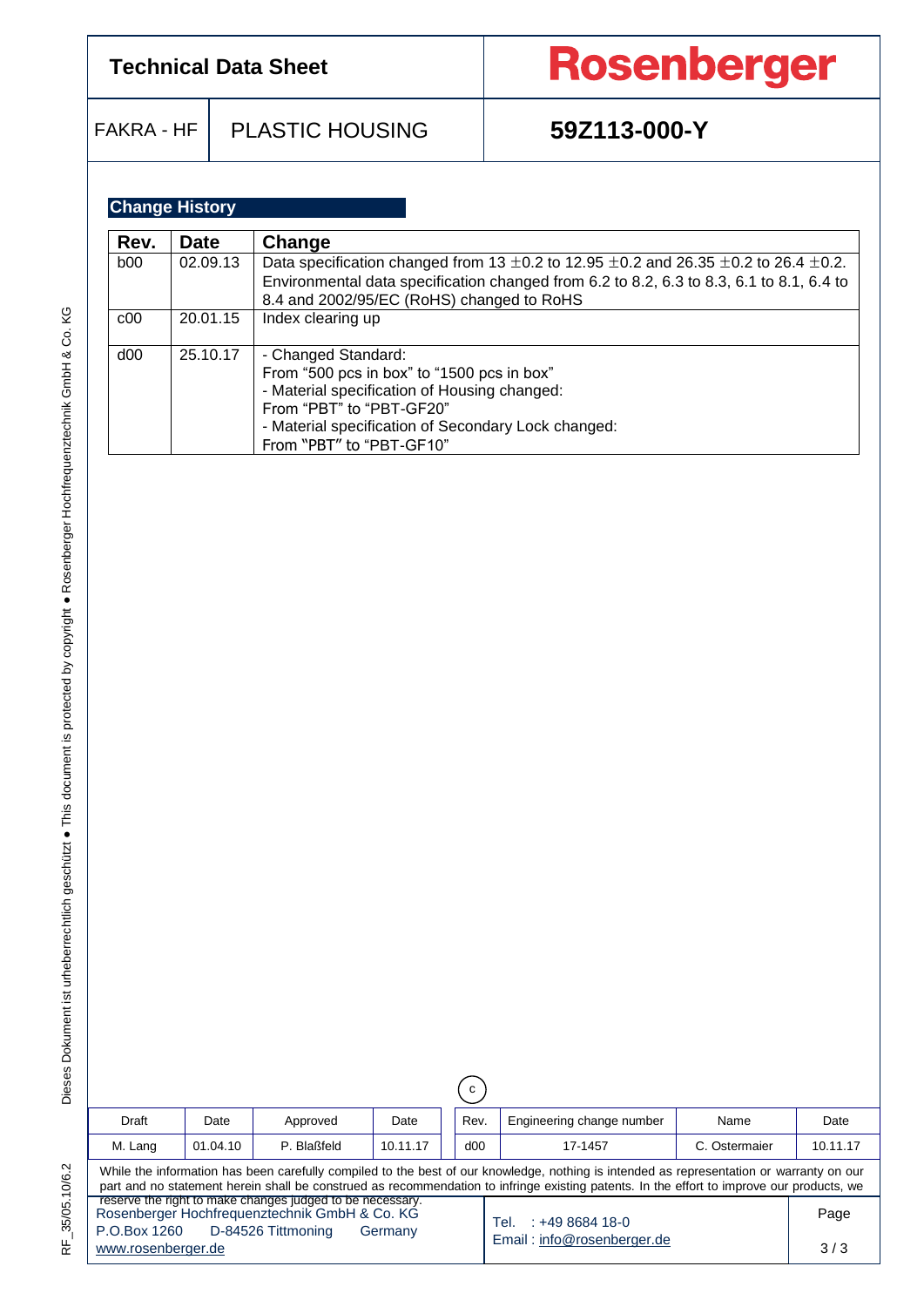## Change History

| Rev. | Date | Change |
|---|---|---|
| b00 | 02.09.13 | Data specification changed from 13 ±0.2 to 12.95 ±0.2 and 26.35 ±0.2 to 26.4 ±0.2. Environmental data specification changed from 6.2 to 8.2, 6.3 to 8.3, 6.1 to 8.1, 6.4 to 8.4 and 2002/95/EC (RoHS) changed to RoHS |
| c00 | 20.01.15 | Index clearing up |
| d00 | 25.10.17 | - Changed Standard: From "500 pcs in box" to "1500 pcs in box" - Material specification of Housing changed: From "PBT" to "PBT-GF20" - Material specification of Secondary Lock changed: From "PBT" to "PBT-GF10" |

c

| Draft | Date | Approved | Date | Rev. | Engineering change number | Name | Date |
|---|---|---|---|---|---|---|---|
| M. Lang | 01.04.10 | P. Blaßfeld | 10.11.17 | d00 | 17-1457 | C. Ostermaier | 10.11.17 |

While the information has been carefully compiled to the best of our knowledge, nothing is intended as representation or warranty on our part and no statement herein shall be construed as recommendation to infringe existing patents. In the effort to improve our products, we reserve the right to make changes judged to be necessary.

Rosenberger Hochfrequenztechnik GmbH & Co. KG
P.O.Box 1260 D-84526 Tittmoning Germany
www.rosenberger.de

Tel. : +49 8684 18-0
Email : info@rosenberger.de